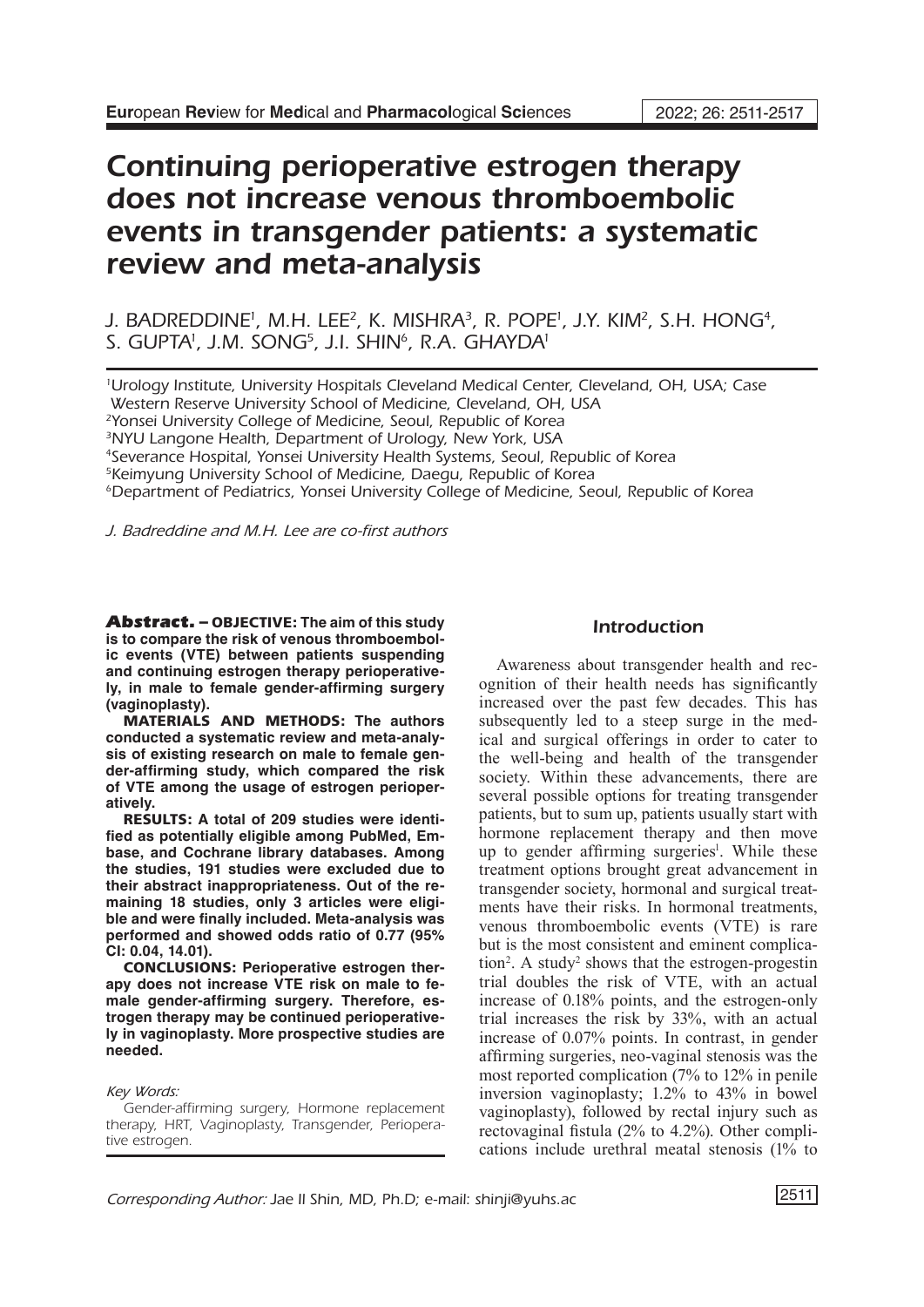# Continuing perioperative estrogen therapy does not increase venous thromboembolic events in transgender patients: a systematic review and meta-analysis

J. BADREDDINE[1], M.H. LEE[2], K. MISHRA[3], R. POPE[1], J.Y. KIM[2], S.H. HONG[4], S. GUPTA[1], J.M. SONG[5], J.I. SHIN[6], R.A. GHAYDA[1]

[1]Urology Institute, University Hospitals Cleveland Medical Center, Cleveland, OH, USA; Case Western Reserve University School of Medicine, Cleveland, OH, USA
[2]Yonsei University College of Medicine, Seoul, Republic of Korea
[3]NYU Langone Health, Department of Urology, New York, USA
[4]Severance Hospital, Yonsei University Health Systems, Seoul, Republic of Korea
[5]Keimyung University School of Medicine, Daegu, Republic of Korea
[6]Department of Pediatrics, Yonsei University College of Medicine, Seoul, Republic of Korea

*J. Badreddine and M.H. Lee are co-first authors*

**Abstract. – OBJECTIVE: The aim of this study is to compare the risk of venous thromboembolic events (VTE) between patients suspending and continuing estrogen therapy perioperatively, in male to female gender-affirming surgery (vaginoplasty).**

**MATERIALS AND METHODS: The authors conducted a systematic review and meta-analysis of existing research on male to female gender-affirming study, which compared the risk of VTE among the usage of estrogen perioperatively.**

**RESULTS: A total of 209 studies were identified as potentially eligible among PubMed, Embase, and Cochrane library databases. Among the studies, 191 studies were excluded due to their abstract inappropriateness. Out of the remaining 18 studies, only 3 articles were eligible and were finally included. Meta-analysis was performed and showed odds ratio of 0.77 (95% CI: 0.04, 14.01).**

**CONCLUSIONS: Perioperative estrogen therapy does not increase VTE risk on male to female gender-affirming surgery. Therefore, estrogen therapy may be continued perioperatively in vaginoplasty. More prospective studies are needed.**

*Key Words:*

Gender-affirming surgery, Hormone replacement therapy, HRT, Vaginoplasty, Transgender, Perioperative estrogen.

## Introduction

Awareness about transgender health and recognition of their health needs has significantly increased over the past few decades. This has subsequently led to a steep surge in the medical and surgical offerings in order to cater to the well-being and health of the transgender society. Within these advancements, there are several possible options for treating transgender patients, but to sum up, patients usually start with hormone replacement therapy and then move up to gender affirming surgeries[1]. While these treatment options brought great advancement in transgender society, hormonal and surgical treatments have their risks. In hormonal treatments, venous thromboembolic events (VTE) is rare but is the most consistent and eminent complication[2]. A study[2] shows that the estrogen-progestin trial doubles the risk of VTE, with an actual increase of 0.18% points, and the estrogen-only trial increases the risk by 33%, with an actual increase of 0.07% points. In contrast, in gender affirming surgeries, neo-vaginal stenosis was the most reported complication (7% to 12% in penile inversion vaginoplasty; 1.2% to 43% in bowel vaginoplasty), followed by rectal injury such as rectovaginal fistula (2% to 4.2%). Other complications include urethral meatal stenosis (1% to

*Corresponding Author:* Jae Il Shin, MD, Ph.D; e-mail: shinji@yuhs.ac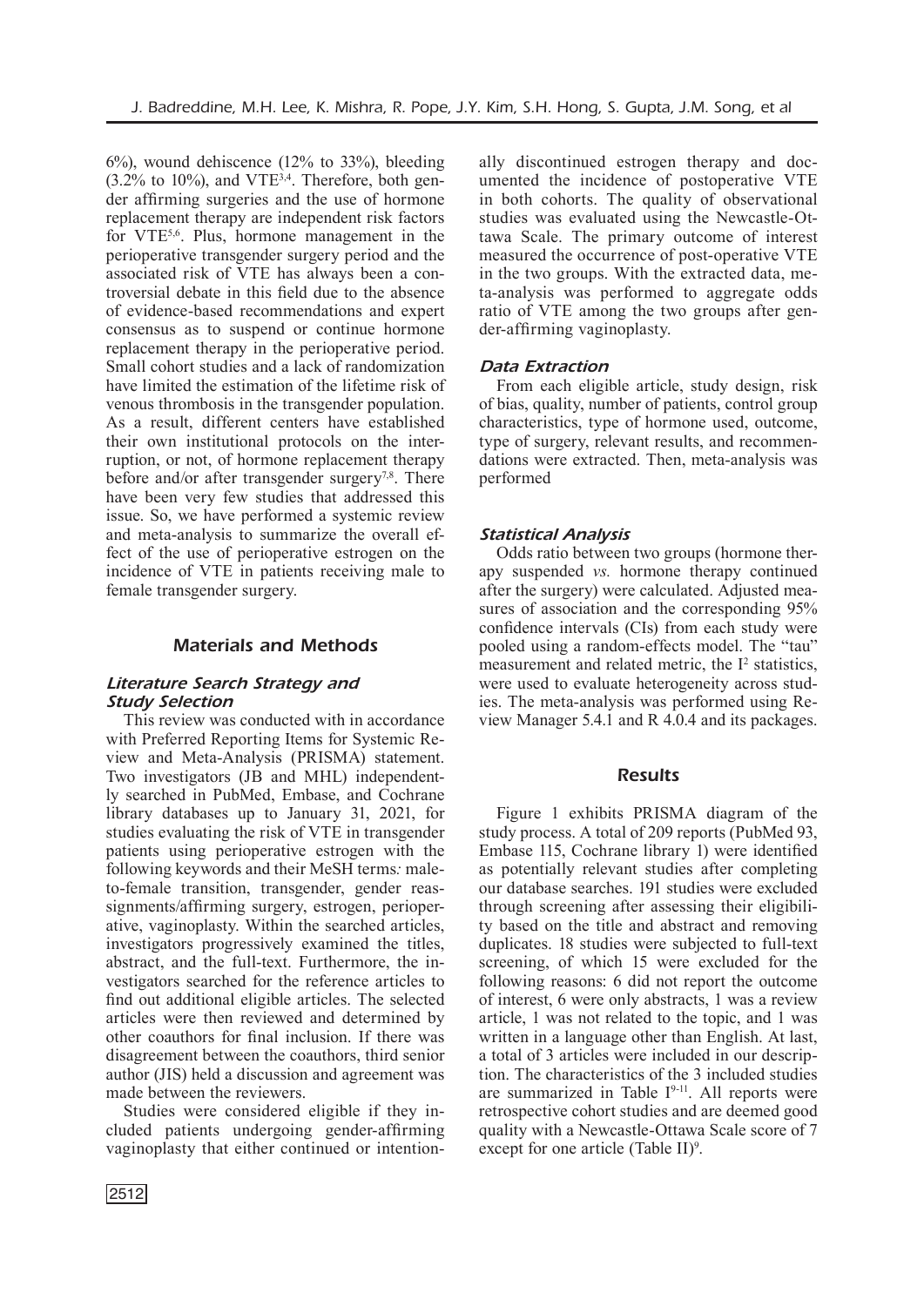6%), wound dehiscence (12% to 33%), bleeding (3.2% to 10%), and VTE[3,4]. Therefore, both gender affirming surgeries and the use of hormone replacement therapy are independent risk factors for VTE[5,6]. Plus, hormone management in the perioperative transgender surgery period and the associated risk of VTE has always been a controversial debate in this field due to the absence of evidence-based recommendations and expert consensus as to suspend or continue hormone replacement therapy in the perioperative period. Small cohort studies and a lack of randomization have limited the estimation of the lifetime risk of venous thrombosis in the transgender population. As a result, different centers have established their own institutional protocols on the interruption, or not, of hormone replacement therapy before and/or after transgender surgery[7,8]. There have been very few studies that addressed this issue. So, we have performed a systemic review and meta-analysis to summarize the overall effect of the use of perioperative estrogen on the incidence of VTE in patients receiving male to female transgender surgery.

## Materials and Methods

### Literature Search Strategy and Study Selection

This review was conducted with in accordance with Preferred Reporting Items for Systemic Review and Meta-Analysis (PRISMA) statement. Two investigators (JB and MHL) independently searched in PubMed, Embase, and Cochrane library databases up to January 31, 2021, for studies evaluating the risk of VTE in transgender patients using perioperative estrogen with the following keywords and their MeSH terms*:* male-to-female transition, transgender, gender reassignments/affirming surgery, estrogen, perioperative, vaginoplasty. Within the searched articles, investigators progressively examined the titles, abstract, and the full-text. Furthermore, the investigators searched for the reference articles to find out additional eligible articles. The selected articles were then reviewed and determined by other coauthors for final inclusion. If there was disagreement between the coauthors, third senior author (JIS) held a discussion and agreement was made between the reviewers.

Studies were considered eligible if they included patients undergoing gender-affirming vaginoplasty that either continued or intentionally discontinued estrogen therapy and documented the incidence of postoperative VTE in both cohorts. The quality of observational studies was evaluated using the Newcastle-Ottawa Scale. The primary outcome of interest measured the occurrence of post-operative VTE in the two groups. With the extracted data, meta-analysis was performed to aggregate odds ratio of VTE among the two groups after gender-affirming vaginoplasty.

### Data Extraction

From each eligible article, study design, risk of bias, quality, number of patients, control group characteristics, type of hormone used, outcome, type of surgery, relevant results, and recommendations were extracted. Then, meta-analysis was performed

### Statistical Analysis

Odds ratio between two groups (hormone therapy suspended *vs.* hormone therapy continued after the surgery) were calculated. Adjusted measures of association and the corresponding 95% confidence intervals (CIs) from each study were pooled using a random-effects model. The "tau" measurement and related metric, the $I^2$ statistics, were used to evaluate heterogeneity across studies. The meta-analysis was performed using Review Manager 5.4.1 and R 4.0.4 and its packages.

## Results

Figure 1 exhibits PRISMA diagram of the study process. A total of 209 reports (PubMed 93, Embase 115, Cochrane library 1) were identified as potentially relevant studies after completing our database searches. 191 studies were excluded through screening after assessing their eligibility based on the title and abstract and removing duplicates. 18 studies were subjected to full-text screening, of which 15 were excluded for the following reasons: 6 did not report the outcome of interest, 6 were only abstracts, 1 was a review article, 1 was not related to the topic, and 1 was written in a language other than English. At last, a total of 3 articles were included in our description. The characteristics of the 3 included studies are summarized in Table I[9-11]. All reports were retrospective cohort studies and are deemed good quality with a Newcastle-Ottawa Scale score of 7 except for one article (Table II)[9].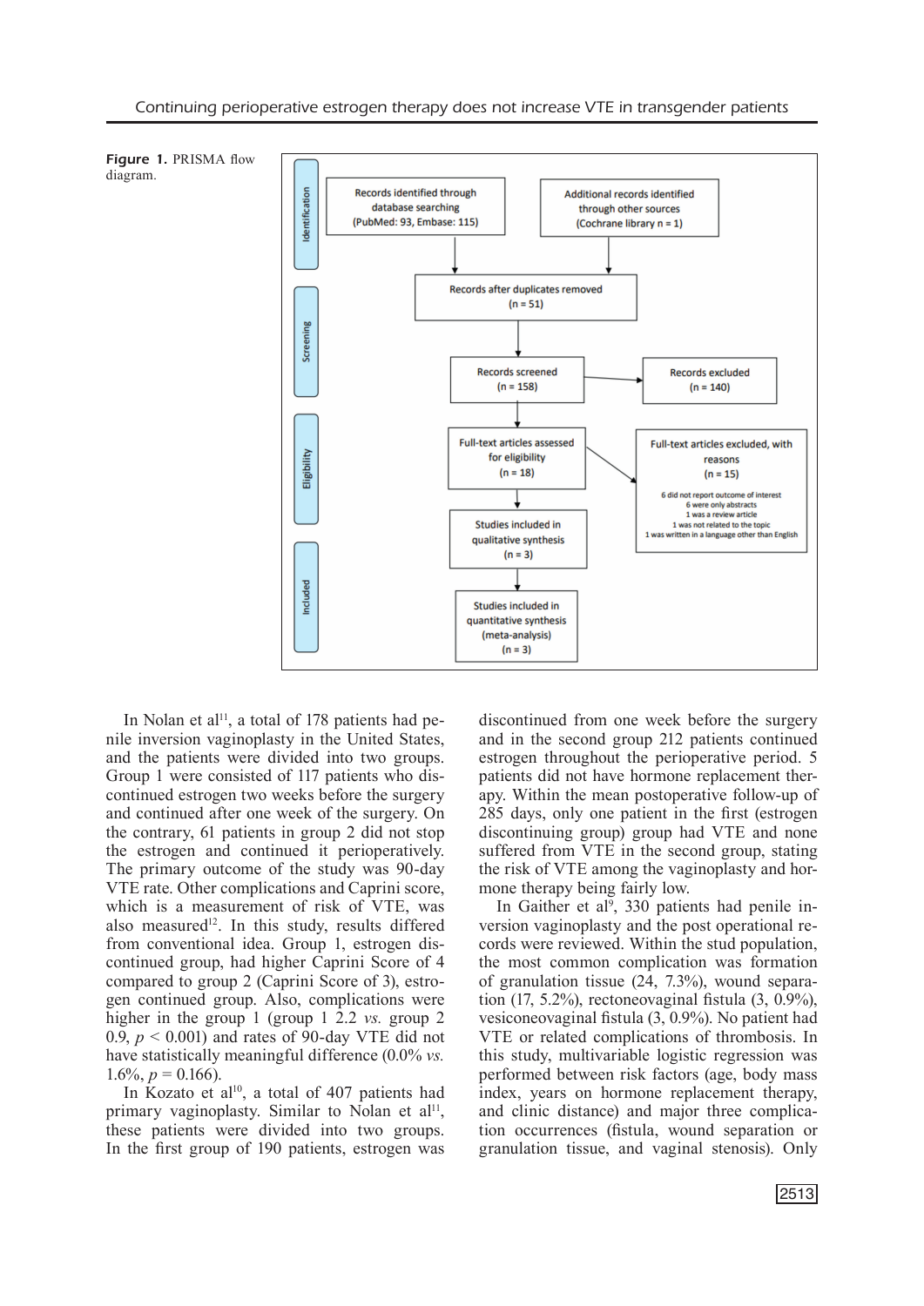**Figure 1.** PRISMA flow diagram.

Identification

Records identified through database searching (PubMed: 93, Embase: 115)

Additional records identified through other sources (Cochrane library n = 1)

Records after duplicates removed (n = 51)

Screening

Records screened (n = 158)

Records excluded (n = 140)

Eligibility

Full-text articles assessed for eligibility (n = 18)

Full-text articles excluded, with reasons (n = 15)

6 did not report outcome of interest
6 were only abstracts
1 was a review article
1 was not related to the topic
1 was written in a language other than English

Studies included in qualitative synthesis (n = 3)

Included

Studies included in quantitative synthesis (meta-analysis) (n = 3)

In Nolan et al[11], a total of 178 patients had penile inversion vaginoplasty in the United States, and the patients were divided into two groups. Group 1 were consisted of 117 patients who discontinued estrogen two weeks before the surgery and continued after one week of the surgery. On the contrary, 61 patients in group 2 did not stop the estrogen and continued it perioperatively. The primary outcome of the study was 90-day VTE rate. Other complications and Caprini score, which is a measurement of risk of VTE, was also measured[12]. In this study, results differed from conventional idea. Group 1, estrogen discontinued group, had higher Caprini Score of 4 compared to group 2 (Caprini Score of 3), estrogen continued group. Also, complications were higher in the group 1 (group 1 2.2 *vs.* group 2 0.9, $p < 0.001$) and rates of 90-day VTE did not have statistically meaningful difference (0.0% *vs.* 1.6%, $p = 0.166$).

In Kozato et al[10], a total of 407 patients had primary vaginoplasty. Similar to Nolan et al[11], these patients were divided into two groups. In the first group of 190 patients, estrogen was discontinued from one week before the surgery and in the second group 212 patients continued estrogen throughout the perioperative period. 5 patients did not have hormone replacement therapy. Within the mean postoperative follow-up of 285 days, only one patient in the first (estrogen discontinuing group) group had VTE and none suffered from VTE in the second group, stating the risk of VTE among the vaginoplasty and hormone therapy being fairly low.

In Gaither et al[9], 330 patients had penile inversion vaginoplasty and the post operational records were reviewed. Within the stud population, the most common complication was formation of granulation tissue (24, 7.3%), wound separation (17, 5.2%), rectoneovaginal fistula (3, 0.9%), vesiconeovaginal fistula (3, 0.9%). No patient had VTE or related complications of thrombosis. In this study, multivariable logistic regression was performed between risk factors (age, body mass index, years on hormone replacement therapy, and clinic distance) and major three complication occurrences (fistula, wound separation or granulation tissue, and vaginal stenosis). Only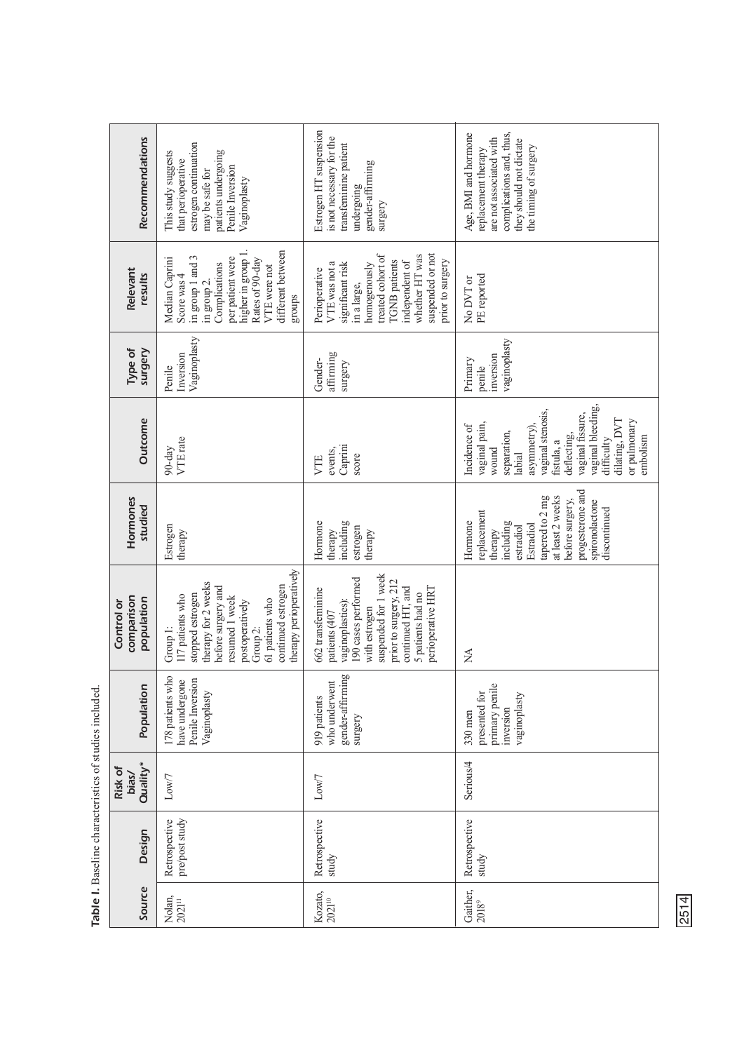**Table 1.** Baseline characteristics of studies included.

| Source | Design | Risk of bias/ Quality* | Population | Control or comparison population | Hormones studied | Outcome | Type of surgery | Relevant results | Recommendations |
|---|---|---|---|---|---|---|---|---|---|
| Nolan, 2021[11] | Retrospective pre/post study | Low/7 | 178 patients who have undergone Penile Inversion Vaginoplasty | Group 1: 117 patients who stopped estrogen therapy for 2 weeks before surgery and resumed 1 week postoperatively Group 2: 61 patients who continued estrogen therapy perioperatively | Estrogen therapy | 90-day VTE rate | Penile Inversion Vaginoplasty | Median Caprini Score was 4 in group 1 and 3 in group 2. Complications per patient were higher in group 1. Rates of 90-day VTE were not different between groups | This study suggests that perioperative estrogen continuation may be safe for patients undergoing Penile Inversion Vaginoplasty |
| Kozato, 2021[10] | Retrospective study | Low/7 | 919 patients who underwent gender-affirming surgery | 662 transfeminine patients (407 vaginoplasties): 190 cases performed with estrogen suspended for 1 week prior to surgery, 212 continued HT, and 5 patients had no perioperative HRT | Hormone therapy including estrogen therapy | VTE events, Caprini score | Gender-affirming surgery | Perioperative VTE was not a significant risk in a large, homogenously treated cohort of TGNB patients independent of whether HT was suspended or not prior to surgery | Estrogen HT suspension is not necessary for the transfeminine patient undergoing gender-affirming surgery |
| Gaither, 2018[9] | Retrospective study | Serious/4 | 330 men presented for primary penile inversion vaginoplasty | NA | Hormone replacement therapy including estradiol Estradiol tapered to 2 mg at least 2 weeks before surgery, progesterone and spironolactone discontinued | Incidence of vaginal pain, wound separation, labial asymmetry), vaginal stenosis, fistula, a deflecting, vaginal fissure, vaginal bleeding, difficulty dilating, DVT or pulmonary embolism | Primary penile inversion vaginoplasty | No DVT or PE reported | Age, BMI and hormone replacement therapy are not associated with complications and, thus, they should not dictate the timing of surgery |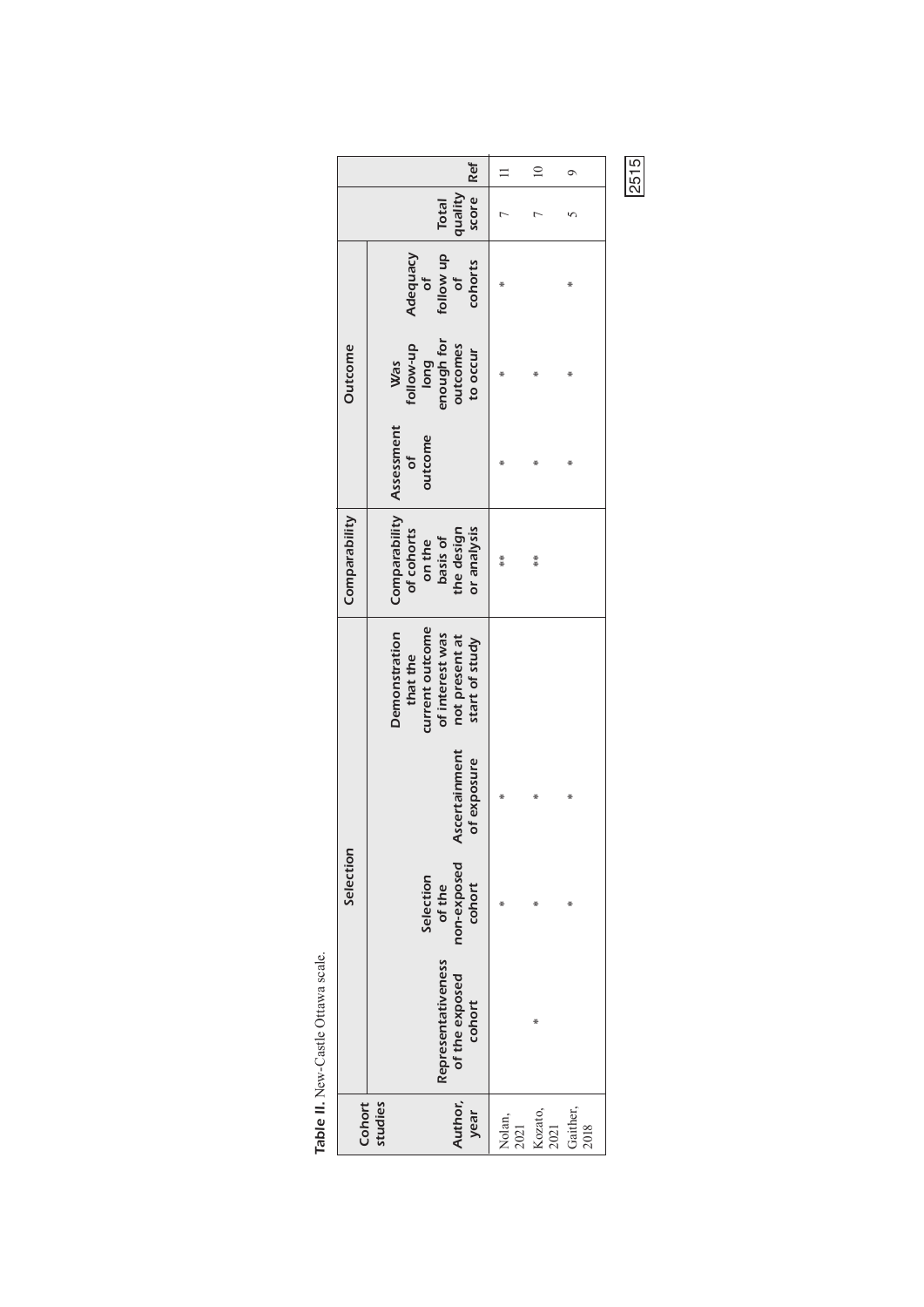**Table II.** New-Castle Ottawa scale.

| Cohort studies | Selection | | | | Comparability | Outcome | | | | |
|---|---|---|---|---|---|---|---|---|---|---|
| Author, year | Representativeness of the exposed cohort | Selection of the non-exposed cohort | Ascertainment of exposure | Demonstration that the current outcome of interest was not present at start of study | Comparability of cohorts on the basis of the design or analysis | Assessment of outcome | Was follow-up long enough for outcomes to occur | Adequacy of follow up of cohorts | Total quality score | Ref |
| Nolan, 2021 | | * | * | | ** | * | * | * | 7 | 11 |
| Kozato, 2021 | * | * | * | | ** | * | * | | 7 | 10 |
| Gaither, 2018 | | * | * | | | * | * | * | 5 | 9 |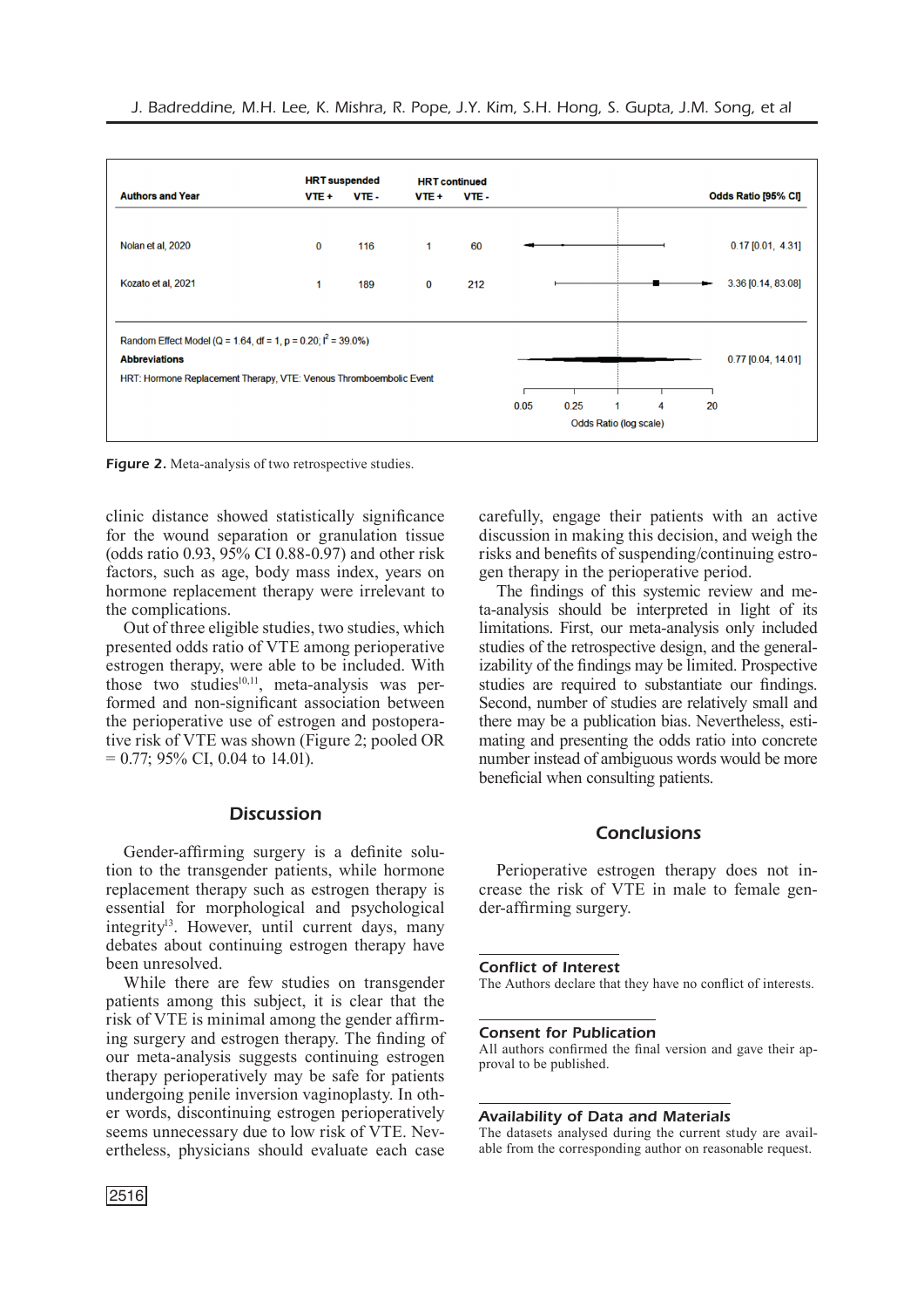| Authors and Year | HRT suspended VTE + | HRT suspended VTE - | HRT continued VTE + | HRT continued VTE - | Odds Ratio [95% CI] |
|---|---|---|---|---|---|
| Nolan et al, 2020 | 0 | 116 | 1 | 60 | 0.17 [0.01, 4.31] |
| Kozato et al, 2021 | 1 | 189 | 0 | 212 | 3.36 [0.14, 83.08] |
| Random Effect Model (Q = 1.64, df = 1, p = 0.20; $I^2$ = 39.0%) | | | | | 0.77 [0.04, 14.01] |

**Abbreviations**

HRT: Hormone Replacement Therapy, VTE: Venous Thromboembolic Event

Odds Ratio (log scale): 0.05, 0.25, 1, 4, 20

**Figure 2.** Meta-analysis of two retrospective studies.

clinic distance showed statistically significance for the wound separation or granulation tissue (odds ratio 0.93, 95% CI 0.88-0.97) and other risk factors, such as age, body mass index, years on hormone replacement therapy were irrelevant to the complications.

Out of three eligible studies, two studies, which presented odds ratio of VTE among perioperative estrogen therapy, were able to be included. With those two studies[10,11], meta-analysis was performed and non-significant association between the perioperative use of estrogen and postoperative risk of VTE was shown (Figure 2; pooled OR = 0.77; 95% CI, 0.04 to 14.01).

## Discussion

Gender-affirming surgery is a definite solution to the transgender patients, while hormone replacement therapy such as estrogen therapy is essential for morphological and psychological integrity[13]. However, until current days, many debates about continuing estrogen therapy have been unresolved.

While there are few studies on transgender patients among this subject, it is clear that the risk of VTE is minimal among the gender affirming surgery and estrogen therapy. The finding of our meta-analysis suggests continuing estrogen therapy perioperatively may be safe for patients undergoing penile inversion vaginoplasty. In other words, discontinuing estrogen perioperatively seems unnecessary due to low risk of VTE. Nevertheless, physicians should evaluate each case carefully, engage their patients with an active discussion in making this decision, and weigh the risks and benefits of suspending/continuing estrogen therapy in the perioperative period.

The findings of this systemic review and meta-analysis should be interpreted in light of its limitations. First, our meta-analysis only included studies of the retrospective design, and the generalizability of the findings may be limited. Prospective studies are required to substantiate our findings. Second, number of studies are relatively small and there may be a publication bias. Nevertheless, estimating and presenting the odds ratio into concrete number instead of ambiguous words would be more beneficial when consulting patients.

## Conclusions

Perioperative estrogen therapy does not increase the risk of VTE in male to female gender-affirming surgery.

### Conflict of Interest

The Authors declare that they have no conflict of interests.

### Consent for Publication

All authors confirmed the final version and gave their approval to be published.

### Availability of Data and Materials

The datasets analysed during the current study are available from the corresponding author on reasonable request.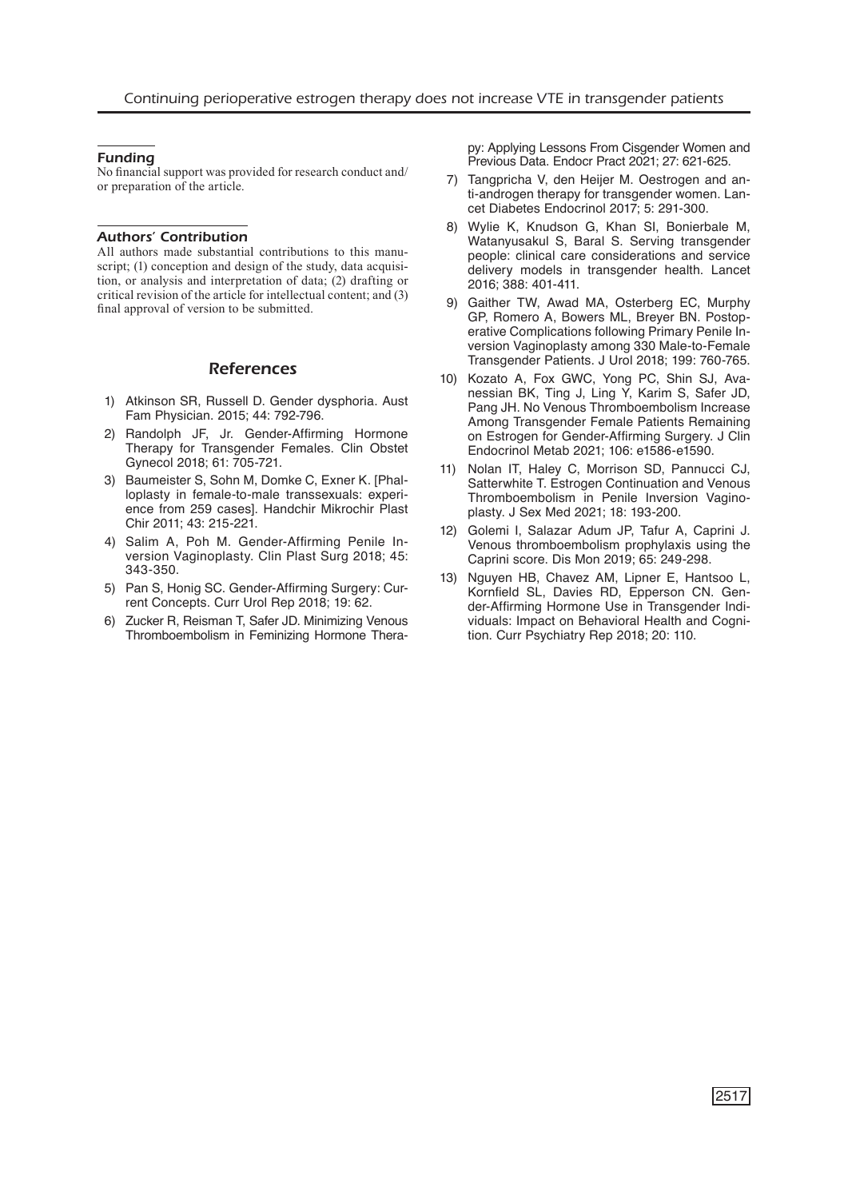## Funding

No financial support was provided for research conduct and/or preparation of the article.

## Authors' Contribution

All authors made substantial contributions to this manuscript; (1) conception and design of the study, data acquisition, or analysis and interpretation of data; (2) drafting or critical revision of the article for intellectual content; and (3) final approval of version to be submitted.

## References

1) Atkinson SR, Russell D. Gender dysphoria. Aust Fam Physician. 2015; 44: 792-796.
2) Randolph JF, Jr. Gender-Affirming Hormone Therapy for Transgender Females. Clin Obstet Gynecol 2018; 61: 705-721.
3) Baumeister S, Sohn M, Domke C, Exner K. [Phalloplasty in female-to-male transsexuals: experience from 259 cases]. Handchir Mikrochir Plast Chir 2011; 43: 215-221.
4) Salim A, Poh M. Gender-Affirming Penile Inversion Vaginoplasty. Clin Plast Surg 2018; 45: 343-350.
5) Pan S, Honig SC. Gender-Affirming Surgery: Current Concepts. Curr Urol Rep 2018; 19: 62.
6) Zucker R, Reisman T, Safer JD. Minimizing Venous Thromboembolism in Feminizing Hormone Therapy: Applying Lessons From Cisgender Women and Previous Data. Endocr Pract 2021; 27: 621-625.
7) Tangpricha V, den Heijer M. Oestrogen and anti-androgen therapy for transgender women. Lancet Diabetes Endocrinol 2017; 5: 291-300.
8) Wylie K, Knudson G, Khan SI, Bonierbale M, Watanyusakul S, Baral S. Serving transgender people: clinical care considerations and service delivery models in transgender health. Lancet 2016; 388: 401-411.
9) Gaither TW, Awad MA, Osterberg EC, Murphy GP, Romero A, Bowers ML, Breyer BN. Postoperative Complications following Primary Penile Inversion Vaginoplasty among 330 Male-to-Female Transgender Patients. J Urol 2018; 199: 760-765.
10) Kozato A, Fox GWC, Yong PC, Shin SJ, Avanessian BK, Ting J, Ling Y, Karim S, Safer JD, Pang JH. No Venous Thromboembolism Increase Among Transgender Female Patients Remaining on Estrogen for Gender-Affirming Surgery. J Clin Endocrinol Metab 2021; 106: e1586-e1590.
11) Nolan IT, Haley C, Morrison SD, Pannucci CJ, Satterwhite T. Estrogen Continuation and Venous Thromboembolism in Penile Inversion Vaginoplasty. J Sex Med 2021; 18: 193-200.
12) Golemi I, Salazar Adum JP, Tafur A, Caprini J. Venous thromboembolism prophylaxis using the Caprini score. Dis Mon 2019; 65: 249-298.
13) Nguyen HB, Chavez AM, Lipner E, Hantsoo L, Kornfield SL, Davies RD, Epperson CN. Gender-Affirming Hormone Use in Transgender Individuals: Impact on Behavioral Health and Cognition. Curr Psychiatry Rep 2018; 20: 110.